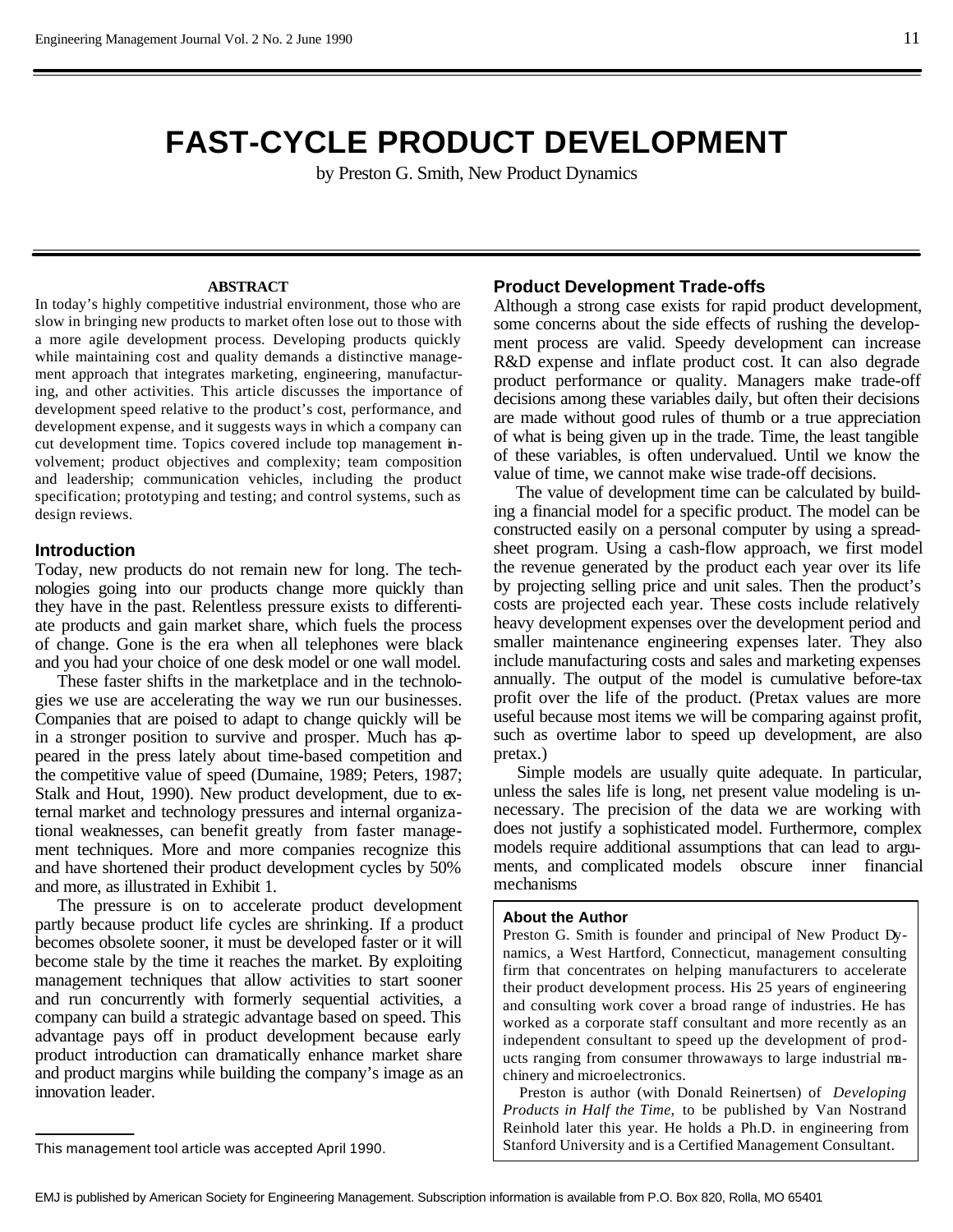# FAST-CYCLE PRODUCT DEVELOPMENT

by Preston G. Smith, New Product Dynamics

## ABSTRACT

In today's highly competitive industrial environment, those who are slow in bringing new products to market often lose out to those with a more agile development process. Developing products quickly while maintaining cost and quality demands a distinctive management approach that integrates marketing, engineering, manufacturing, and other activities. This article discusses the importance of development speed relative to the product's cost, performance, and development expense, and it suggests ways in which a company can cut development time. Topics covered include top management involvement; product objectives and complexity; team composition and leadership; communication vehicles, including the product specification; prototyping and testing; and control systems, such as design reviews.

## Introduction

Today, new products do not remain new for long. The technologies going into our products change more quickly than they have in the past. Relentless pressure exists to differentiate products and gain market share, which fuels the process of change. Gone is the era when all telephones were black and you had your choice of one desk model or one wall model.

These faster shifts in the marketplace and in the technologies we use are accelerating the way we run our businesses. Companies that are poised to adapt to change quickly will be in a stronger position to survive and prosper. Much has appeared in the press lately about time-based competition and the competitive value of speed (Dumaine, 1989; Peters, 1987; Stalk and Hout, 1990). New product development, due to external market and technology pressures and internal organizational weaknesses, can benefit greatly from faster management techniques. More and more companies recognize this and have shortened their product development cycles by 50% and more, as illustrated in Exhibit 1.

The pressure is on to accelerate product development partly because product life cycles are shrinking. If a product becomes obsolete sooner, it must be developed faster or it will become stale by the time it reaches the market. By exploiting management techniques that allow activities to start sooner and run concurrently with formerly sequential activities, a company can build a strategic advantage based on speed. This advantage pays off in product development because early product introduction can dramatically enhance market share and product margins while building the company's image as an innovation leader.

This management tool article was accepted April 1990.

## Product Development Trade-offs

Although a strong case exists for rapid product development, some concerns about the side effects of rushing the development process are valid. Speedy development can increase R&D expense and inflate product cost. It can also degrade product performance or quality. Managers make trade-off decisions among these variables daily, but often their decisions are made without good rules of thumb or a true appreciation of what is being given up in the trade. Time, the least tangible of these variables, is often undervalued. Until we know the value of time, we cannot make wise trade-off decisions.

The value of development time can be calculated by building a financial model for a specific product. The model can be constructed easily on a personal computer by using a spreadsheet program. Using a cash-flow approach, we first model the revenue generated by the product each year over its life by projecting selling price and unit sales. Then the product's costs are projected each year. These costs include relatively heavy development expenses over the development period and smaller maintenance engineering expenses later. They also include manufacturing costs and sales and marketing expenses annually. The output of the model is cumulative before-tax profit over the life of the product. (Pretax values are more useful because most items we will be comparing against profit, such as overtime labor to speed up development, are also pretax.)

Simple models are usually quite adequate. In particular, unless the sales life is long, net present value modeling is unnecessary. The precision of the data we are working with does not justify a sophisticated model. Furthermore, complex models require additional assumptions that can lead to arguments, and complicated models obscure inner financial mechanisms

### About the Author

Preston G. Smith is founder and principal of New Product Dynamics, a West Hartford, Connecticut, management consulting firm that concentrates on helping manufacturers to accelerate their product development process. His 25 years of engineering and consulting work cover a broad range of industries. He has worked as a corporate staff consultant and more recently as an independent consultant to speed up the development of products ranging from consumer throwaways to large industrial machinery and microelectronics.

Preston is author (with Donald Reinertsen) of *Developing Products in Half the Time,* to be published by Van Nostrand Reinhold later this year. He holds a Ph.D. in engineering from Stanford University and is a Certified Management Consultant.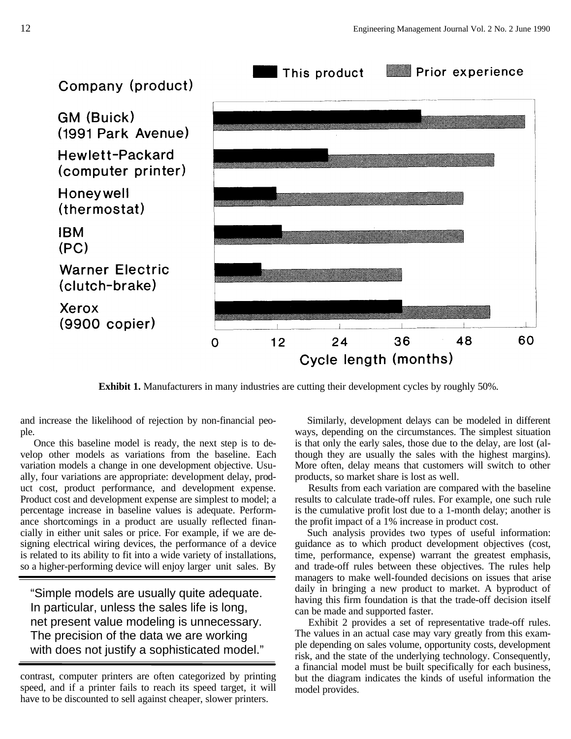**Exhibit 1.** Manufacturers in many industries are cutting their development cycles by roughly 50%.

and increase the likelihood of rejection by non-financial people.

Once this baseline model is ready, the next step is to develop other models as variations from the baseline. Each variation models a change in one development objective. Usually, four variations are appropriate: development delay, product cost, product performance, and development expense. Product cost and development expense are simplest to model; a percentage increase in baseline values is adequate. Performance shortcomings in a product are usually reflected financially in either unit sales or price. For example, if we are designing electrical wiring devices, the performance of a device is related to its ability to fit into a wide variety of installations, so a higher-performing device will enjoy larger unit sales. By contrast, computer printers are often categorized by printing speed, and if a printer fails to reach its speed target, it will have to be discounted to sell against cheaper, slower printers.

> "Simple models are usually quite adequate. In particular, unless the sales life is long, net present value modeling is unnecessary. The precision of the data we are working with does not justify a sophisticated model."

Similarly, development delays can be modeled in different ways, depending on the circumstances. The simplest situation is that only the early sales, those due to the delay, are lost (although they are usually the sales with the highest margins). More often, delay means that customers will switch to other products, so market share is lost as well.

Results from each variation are compared with the baseline results to calculate trade-off rules. For example, one such rule is the cumulative profit lost due to a 1-month delay; another is the profit impact of a 1% increase in product cost.

Such analysis provides two types of useful information: guidance as to which product development objectives (cost, time, performance, expense) warrant the greatest emphasis, and trade-off rules between these objectives. The rules help managers to make well-founded decisions on issues that arise daily in bringing a new product to market. A byproduct of having this firm foundation is that the trade-off decision itself can be made and supported faster.

Exhibit 2 provides a set of representative trade-off rules. The values in an actual case may vary greatly from this example depending on sales volume, opportunity costs, development risk, and the state of the underlying technology. Consequently, a financial model must be built specifically for each business, but the diagram indicates the kinds of useful information the model provides.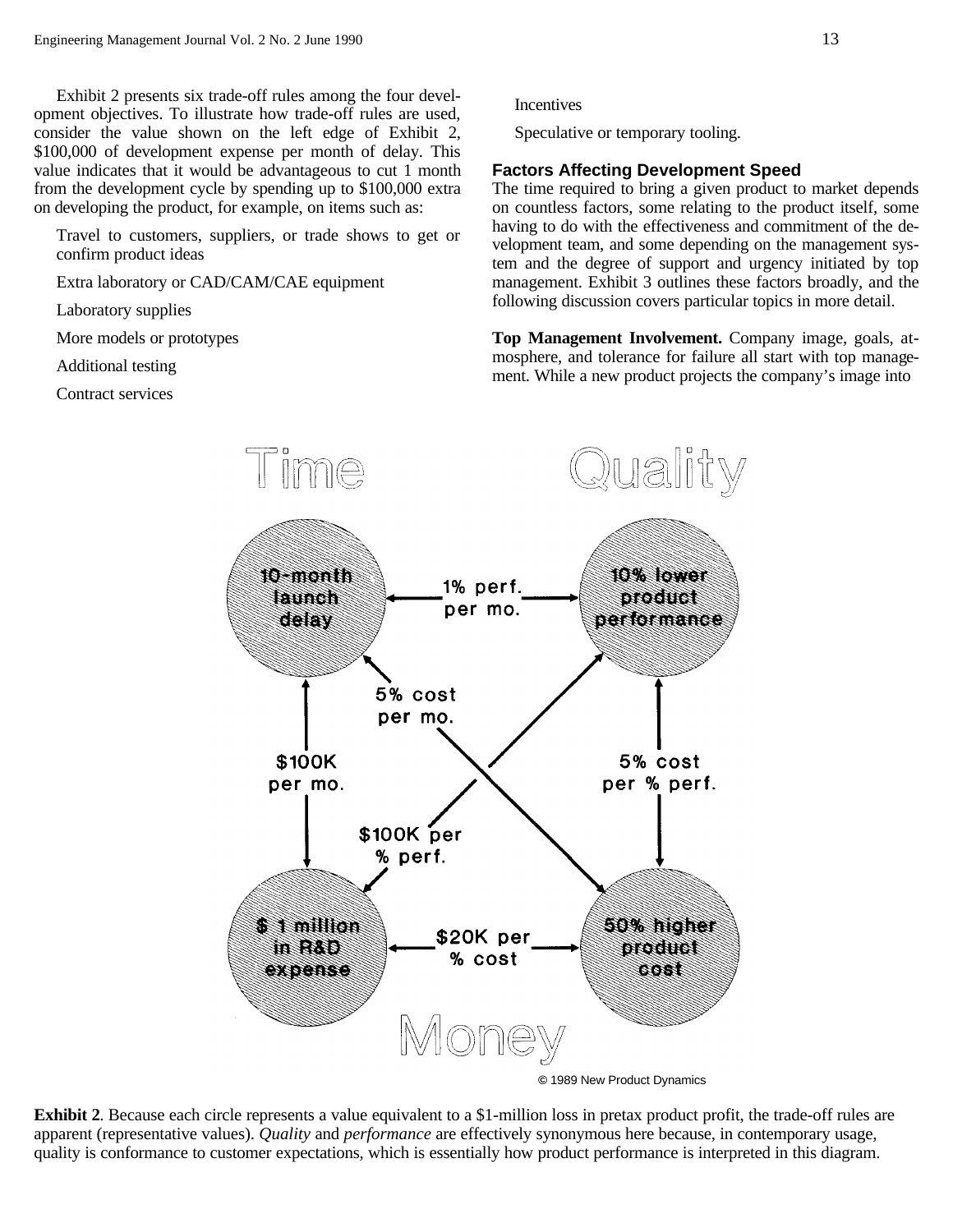Exhibit 2 presents six trade-off rules among the four development objectives. To illustrate how trade-off rules are used, consider the value shown on the left edge of Exhibit 2, \$100,000 of development expense per month of delay. This value indicates that it would be advantageous to cut 1 month from the development cycle by spending up to \$100,000 extra on developing the product, for example, on items such as:

- Travel to customers, suppliers, or trade shows to get or confirm product ideas
- Extra laboratory or CAD/CAM/CAE equipment
- Laboratory supplies
- More models or prototypes
- Additional testing
- Contract services
- Incentives
- Speculative or temporary tooling.

### Factors Affecting Development Speed

The time required to bring a given product to market depends on countless factors, some relating to the product itself, some having to do with the effectiveness and commitment of the development team, and some depending on the management system and the degree of support and urgency initiated by top management. Exhibit 3 outlines these factors broadly, and the following discussion covers particular topics in more detail.

**Top Management Involvement.** Company image, goals, atmosphere, and tolerance for failure all start with top management. While a new product projects the company's image into

Time — Quality — Money

10-month launch delay ← 1% perf. per mo. → 10% lower product performance

10-month launch delay ← \$100K per mo. → \$1 million in R&D expense

10-month launch delay ← 5% cost per mo. → 50% higher product cost

10% lower product performance ← 5% cost per % perf. → 50% higher product cost

10% lower product performance ← \$100K per % perf. → \$1 million in R&D expense

\$1 million in R&D expense ← \$20K per % cost → 50% higher product cost

© 1989 New Product Dynamics

**Exhibit 2**. Because each circle represents a value equivalent to a \$1-million loss in pretax product profit, the trade-off rules are apparent (representative values). *Quality* and *performance* are effectively synonymous here because, in contemporary usage, quality is conformance to customer expectations, which is essentially how product performance is interpreted in this diagram.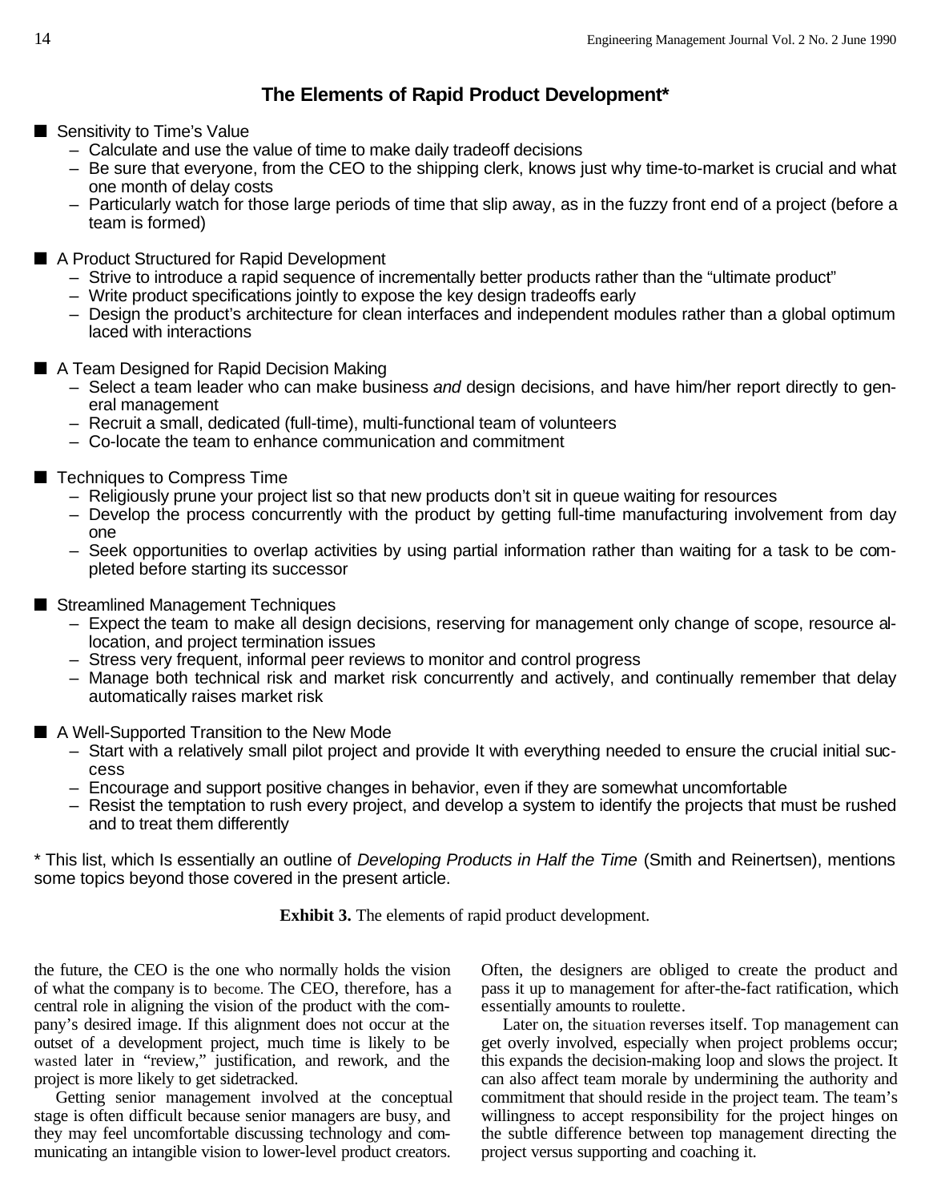## The Elements of Rapid Product Development*

- Sensitivity to Time's Value
  - Calculate and use the value of time to make daily tradeoff decisions
  - Be sure that everyone, from the CEO to the shipping clerk, knows just why time-to-market is crucial and what one month of delay costs
  - Particularly watch for those large periods of time that slip away, as in the fuzzy front end of a project (before a team is formed)

- A Product Structured for Rapid Development
  - Strive to introduce a rapid sequence of incrementally better products rather than the "ultimate product"
  - Write product specifications jointly to expose the key design tradeoffs early
  - Design the product's architecture for clean interfaces and independent modules rather than a global optimum laced with interactions

- A Team Designed for Rapid Decision Making
  - Select a team leader who can make business *and* design decisions, and have him/her report directly to general management
  - Recruit a small, dedicated (full-time), multi-functional team of volunteers
  - Co-locate the team to enhance communication and commitment

- Techniques to Compress Time
  - Religiously prune your project list so that new products don't sit in queue waiting for resources
  - Develop the process concurrently with the product by getting full-time manufacturing involvement from day one
  - Seek opportunities to overlap activities by using partial information rather than waiting for a task to be completed before starting its successor

- Streamlined Management Techniques
  - Expect the team to make all design decisions, reserving for management only change of scope, resource allocation, and project termination issues
  - Stress very frequent, informal peer reviews to monitor and control progress
  - Manage both technical risk and market risk concurrently and actively, and continually remember that delay automatically raises market risk

- A Well-Supported Transition to the New Mode
  - Start with a relatively small pilot project and provide It with everything needed to ensure the crucial initial success
  - Encourage and support positive changes in behavior, even if they are somewhat uncomfortable
  - Resist the temptation to rush every project, and develop a system to identify the projects that must be rushed and to treat them differently

\* This list, which Is essentially an outline of *Developing Products in Half the Time* (Smith and Reinertsen), mentions some topics beyond those covered in the present article.

**Exhibit 3.** The elements of rapid product development.

the future, the CEO is the one who normally holds the vision of what the company is to become. The CEO, therefore, has a central role in aligning the vision of the product with the company's desired image. If this alignment does not occur at the outset of a development project, much time is likely to be wasted later in "review," justification, and rework, and the project is more likely to get sidetracked.

Getting senior management involved at the conceptual stage is often difficult because senior managers are busy, and they may feel uncomfortable discussing technology and communicating an intangible vision to lower-level product creators. Often, the designers are obliged to create the product and pass it up to management for after-the-fact ratification, which essentially amounts to roulette.

Later on, the situation reverses itself. Top management can get overly involved, especially when project problems occur; this expands the decision-making loop and slows the project. It can also affect team morale by undermining the authority and commitment that should reside in the project team. The team's willingness to accept responsibility for the project hinges on the subtle difference between top management directing the project versus supporting and coaching it.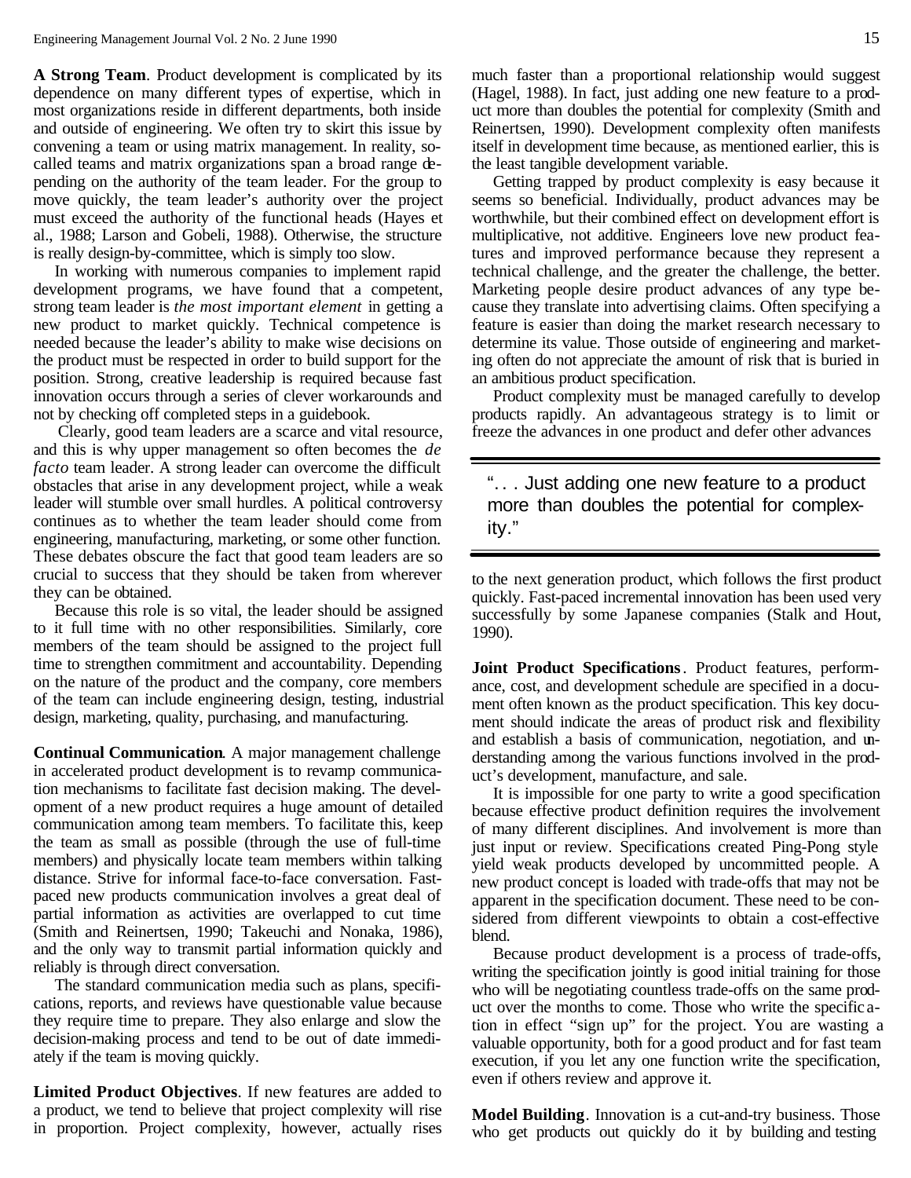**A Strong Team**. Product development is complicated by its dependence on many different types of expertise, which in most organizations reside in different departments, both inside and outside of engineering. We often try to skirt this issue by convening a team or using matrix management. In reality, so-called teams and matrix organizations span a broad range depending on the authority of the team leader. For the group to move quickly, the team leader's authority over the project must exceed the authority of the functional heads (Hayes et al., 1988; Larson and Gobeli, 1988). Otherwise, the structure is really design-by-committee, which is simply too slow.

In working with numerous companies to implement rapid development programs, we have found that a competent, strong team leader is *the most important element* in getting a new product to market quickly. Technical competence is needed because the leader's ability to make wise decisions on the product must be respected in order to build support for the position. Strong, creative leadership is required because fast innovation occurs through a series of clever workarounds and not by checking off completed steps in a guidebook.

Clearly, good team leaders are a scarce and vital resource, and this is why upper management so often becomes the *de facto* team leader. A strong leader can overcome the difficult obstacles that arise in any development project, while a weak leader will stumble over small hurdles. A political controversy continues as to whether the team leader should come from engineering, manufacturing, marketing, or some other function. These debates obscure the fact that good team leaders are so crucial to success that they should be taken from wherever they can be obtained.

Because this role is so vital, the leader should be assigned to it full time with no other responsibilities. Similarly, core members of the team should be assigned to the project full time to strengthen commitment and accountability. Depending on the nature of the product and the company, core members of the team can include engineering design, testing, industrial design, marketing, quality, purchasing, and manufacturing.

**Continual Communication**. A major management challenge in accelerated product development is to revamp communication mechanisms to facilitate fast decision making. The development of a new product requires a huge amount of detailed communication among team members. To facilitate this, keep the team as small as possible (through the use of full-time members) and physically locate team members within talking distance. Strive for informal face-to-face conversation. Fast-paced new products communication involves a great deal of partial information as activities are overlapped to cut time (Smith and Reinertsen, 1990; Takeuchi and Nonaka, 1986), and the only way to transmit partial information quickly and reliably is through direct conversation.

The standard communication media such as plans, specifications, reports, and reviews have questionable value because they require time to prepare. They also enlarge and slow the decision-making process and tend to be out of date immediately if the team is moving quickly.

**Limited Product Objectives**. If new features are added to a product, we tend to believe that project complexity will rise in proportion. Project complexity, however, actually rises much faster than a proportional relationship would suggest (Hagel, 1988). In fact, just adding one new feature to a product more than doubles the potential for complexity (Smith and Reinertsen, 1990). Development complexity often manifests itself in development time because, as mentioned earlier, this is the least tangible development variable.

Getting trapped by product complexity is easy because it seems so beneficial. Individually, product advances may be worthwhile, but their combined effect on development effort is multiplicative, not additive. Engineers love new product features and improved performance because they represent a technical challenge, and the greater the challenge, the better. Marketing people desire product advances of any type because they translate into advertising claims. Often specifying a feature is easier than doing the market research necessary to determine its value. Those outside of engineering and marketing often do not appreciate the amount of risk that is buried in an ambitious product specification.

Product complexity must be managed carefully to develop products rapidly. An advantageous strategy is to limit or freeze the advances in one product and defer other advances to the next generation product, which follows the first product quickly. Fast-paced incremental innovation has been used very successfully by some Japanese companies (Stalk and Hout, 1990).

> ". . . Just adding one new feature to a product more than doubles the potential for complexity."

**Joint Product Specifications**. Product features, performance, cost, and development schedule are specified in a document often known as the product specification. This key document should indicate the areas of product risk and flexibility and establish a basis of communication, negotiation, and understanding among the various functions involved in the product's development, manufacture, and sale.

It is impossible for one party to write a good specification because effective product definition requires the involvement of many different disciplines. And involvement is more than just input or review. Specifications created Ping-Pong style yield weak products developed by uncommitted people. A new product concept is loaded with trade-offs that may not be apparent in the specification document. These need to be considered from different viewpoints to obtain a cost-effective blend.

Because product development is a process of trade-offs, writing the specification jointly is good initial training for those who will be negotiating countless trade-offs on the same product over the months to come. Those who write the specification in effect "sign up" for the project. You are wasting a valuable opportunity, both for a good product and for fast team execution, if you let any one function write the specification, even if others review and approve it.

**Model Building**. Innovation is a cut-and-try business. Those who get products out quickly do it by building and testing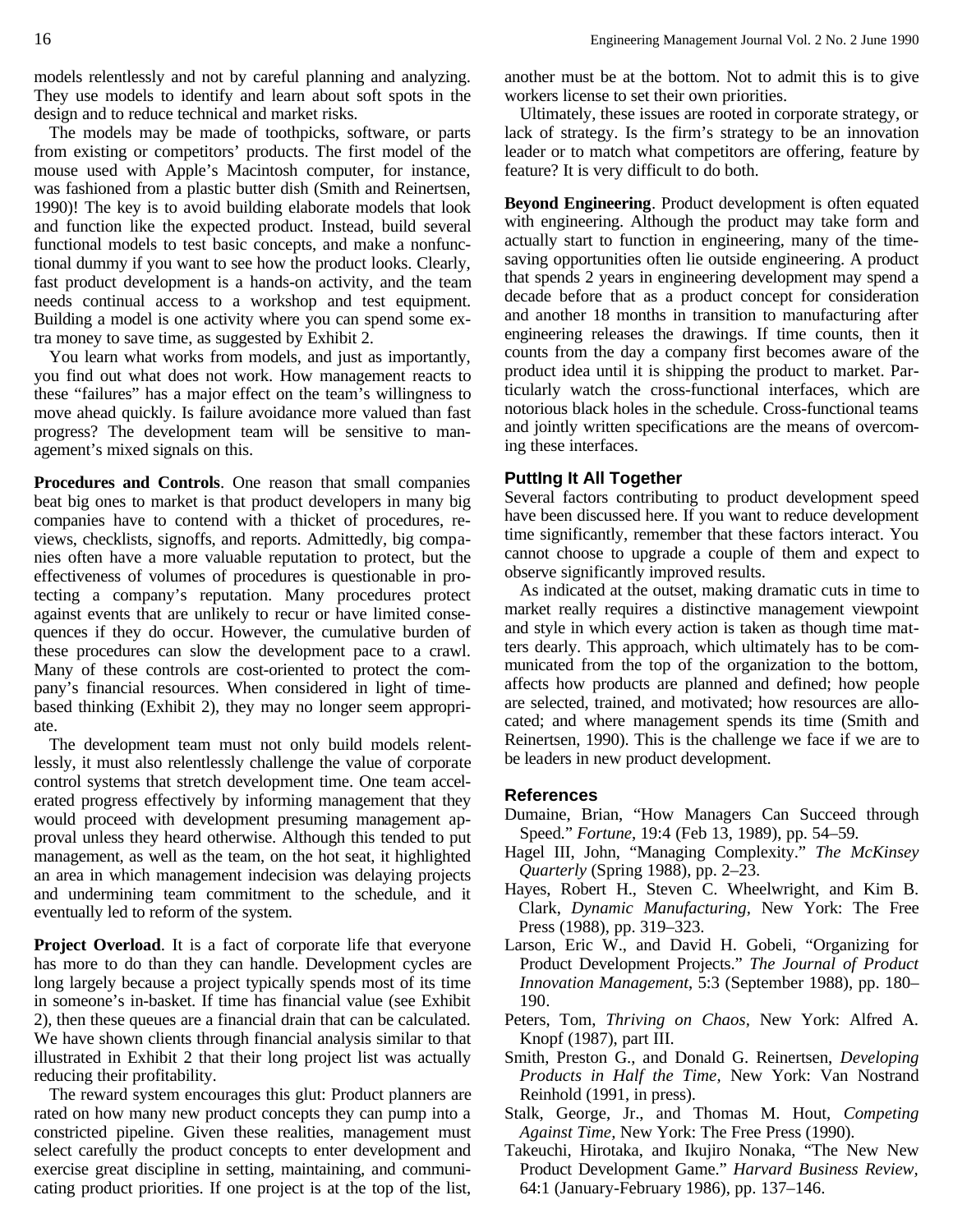models relentlessly and not by careful planning and analyzing. They use models to identify and learn about soft spots in the design and to reduce technical and market risks.

The models may be made of toothpicks, software, or parts from existing or competitors' products. The first model of the mouse used with Apple's Macintosh computer, for instance, was fashioned from a plastic butter dish (Smith and Reinertsen, 1990)! The key is to avoid building elaborate models that look and function like the expected product. Instead, build several functional models to test basic concepts, and make a nonfunctional dummy if you want to see how the product looks. Clearly, fast product development is a hands-on activity, and the team needs continual access to a workshop and test equipment. Building a model is one activity where you can spend some extra money to save time, as suggested by Exhibit 2.

You learn what works from models, and just as importantly, you find out what does not work. How management reacts to these "failures" has a major effect on the team's willingness to move ahead quickly. Is failure avoidance more valued than fast progress? The development team will be sensitive to management's mixed signals on this.

**Procedures and Controls**. One reason that small companies beat big ones to market is that product developers in many big companies have to contend with a thicket of procedures, reviews, checklists, signoffs, and reports. Admittedly, big companies often have a more valuable reputation to protect, but the effectiveness of volumes of procedures is questionable in protecting a company's reputation. Many procedures protect against events that are unlikely to recur or have limited consequences if they do occur. However, the cumulative burden of these procedures can slow the development pace to a crawl. Many of these controls are cost-oriented to protect the company's financial resources. When considered in light of time-based thinking (Exhibit 2), they may no longer seem appropriate.

The development team must not only build models relentlessly, it must also relentlessly challenge the value of corporate control systems that stretch development time. One team accelerated progress effectively by informing management that they would proceed with development presuming management approval unless they heard otherwise. Although this tended to put management, as well as the team, on the hot seat, it highlighted an area in which management indecision was delaying projects and undermining team commitment to the schedule, and it eventually led to reform of the system.

**Project Overload**. It is a fact of corporate life that everyone has more to do than they can handle. Development cycles are long largely because a project typically spends most of its time in someone's in-basket. If time has financial value (see Exhibit 2), then these queues are a financial drain that can be calculated. We have shown clients through financial analysis similar to that illustrated in Exhibit 2 that their long project list was actually reducing their profitability.

The reward system encourages this glut: Product planners are rated on how many new product concepts they can pump into a constricted pipeline. Given these realities, management must select carefully the product concepts to enter development and exercise great discipline in setting, maintaining, and communicating product priorities. If one project is at the top of the list, another must be at the bottom. Not to admit this is to give workers license to set their own priorities.

Ultimately, these issues are rooted in corporate strategy, or lack of strategy. Is the firm's strategy to be an innovation leader or to match what competitors are offering, feature by feature? It is very difficult to do both.

**Beyond Engineering**. Product development is often equated with engineering. Although the product may take form and actually start to function in engineering, many of the time-saving opportunities often lie outside engineering. A product that spends 2 years in engineering development may spend a decade before that as a product concept for consideration and another 18 months in transition to manufacturing after engineering releases the drawings. If time counts, then it counts from the day a company first becomes aware of the product idea until it is shipping the product to market. Particularly watch the cross-functional interfaces, which are notorious black holes in the schedule. Cross-functional teams and jointly written specifications are the means of overcoming these interfaces.

## PuttIng It All Together

Several factors contributing to product development speed have been discussed here. If you want to reduce development time significantly, remember that these factors interact. You cannot choose to upgrade a couple of them and expect to observe significantly improved results.

As indicated at the outset, making dramatic cuts in time to market really requires a distinctive management viewpoint and style in which every action is taken as though time matters dearly. This approach, which ultimately has to be communicated from the top of the organization to the bottom, affects how products are planned and defined; how people are selected, trained, and motivated; how resources are allocated; and where management spends its time (Smith and Reinertsen, 1990). This is the challenge we face if we are to be leaders in new product development.

## References

Dumaine, Brian, "How Managers Can Succeed through Speed." *Fortune*, 19:4 (Feb 13, 1989), pp. 54–59.

Hagel III, John, "Managing Complexity." *The McKinsey Quarterly* (Spring 1988), pp. 2–23.

Hayes, Robert H., Steven C. Wheelwright, and Kim B. Clark, *Dynamic Manufacturing*, New York: The Free Press (1988), pp. 319–323.

Larson, Eric W., and David H. Gobeli, "Organizing for Product Development Projects." *The Journal of Product Innovation Management*, 5:3 (September 1988), pp. 180–190.

Peters, Tom, *Thriving on Chaos*, New York: Alfred A. Knopf (1987), part III.

Smith, Preston G., and Donald G. Reinertsen, *Developing Products in Half the Time*, New York: Van Nostrand Reinhold (1991, in press).

Stalk, George, Jr., and Thomas M. Hout, *Competing Against Time*, New York: The Free Press (1990).

Takeuchi, Hirotaka, and Ikujiro Nonaka, "The New New Product Development Game." *Harvard Business Review*, 64:1 (January-February 1986), pp. 137–146.